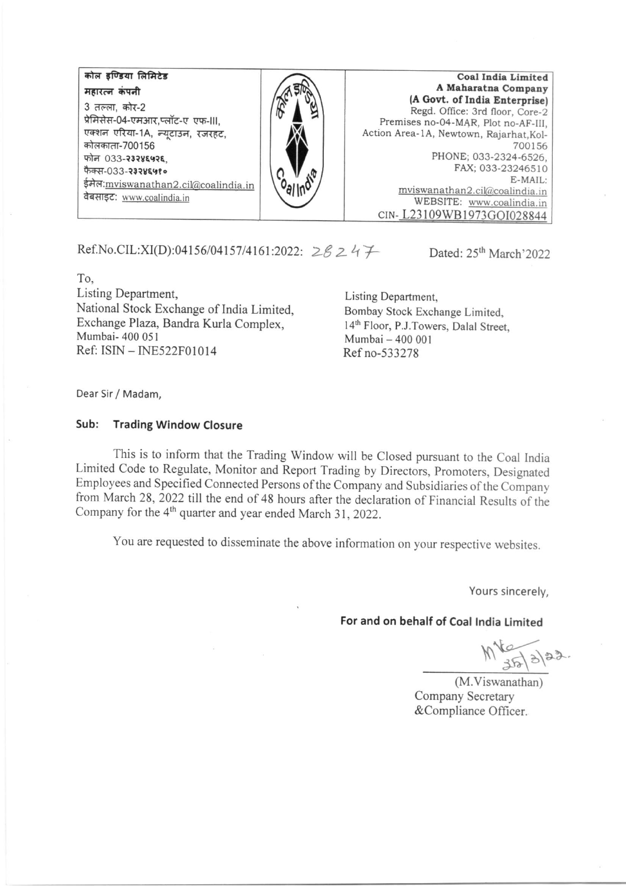| कोल इण्डिया लिमिटेड<br>महारत्न कंपनी<br>3 तल्ला, कोर-2<br>प्रेमिसेस-04-एमआर,प्लॉट-ए एफ-III,<br>एक्शन एरिया-1A, न्यूटाउन, रजरहट,<br>कोलकाता-700156<br>फोन 033-२३२४६५२६,<br>फैक्स-033-२३२४६५१०<br>ईमेल:mviswanathan2.cil@coalindia.in<br>वेबसाइट: www.coalindia.in | | **Coal India Limited**<br>**A Maharatna Company**<br>**(A Govt. of India Enterprise)**<br>Regd. Office: 3rd floor, Core-2<br>Premises no-04-MAR, Plot no-AF-III,<br>Action Area-1A, Newtown, Rajarhat,Kol-700156<br>PHONE; 033-2324-6526,<br>FAX; 033-23246510<br>E-MAIL: mviswanathan2.cil@coalindia.in<br>WEBSITE: www.coalindia.in<br>CIN- L23109WB1973GOI028844 |
|---|---|---|

Ref.No.CIL:XI(D):04156/04157/4161:2022: 28247

Dated: 25th March'2022

To,

Listing Department,
National Stock Exchange of India Limited,
Exchange Plaza, Bandra Kurla Complex,
Mumbai- 400 051
Ref: ISIN – INE522F01014

Listing Department,
Bombay Stock Exchange Limited,
14th Floor, P.J.Towers, Dalal Street,
Mumbai – 400 001
Ref no-533278

Dear Sir / Madam,

**Sub: Trading Window Closure**

This is to inform that the Trading Window will be Closed pursuant to the Coal India Limited Code to Regulate, Monitor and Report Trading by Directors, Promoters, Designated Employees and Specified Connected Persons of the Company and Subsidiaries of the Company from March 28, 2022 till the end of 48 hours after the declaration of Financial Results of the Company for the 4th quarter and year ended March 31, 2022.

You are requested to disseminate the above information on your respective websites.

Yours sincerely,

**For and on behalf of Coal India Limited**

25/3/22.

(M.Viswanathan)
Company Secretary
&Compliance Officer.